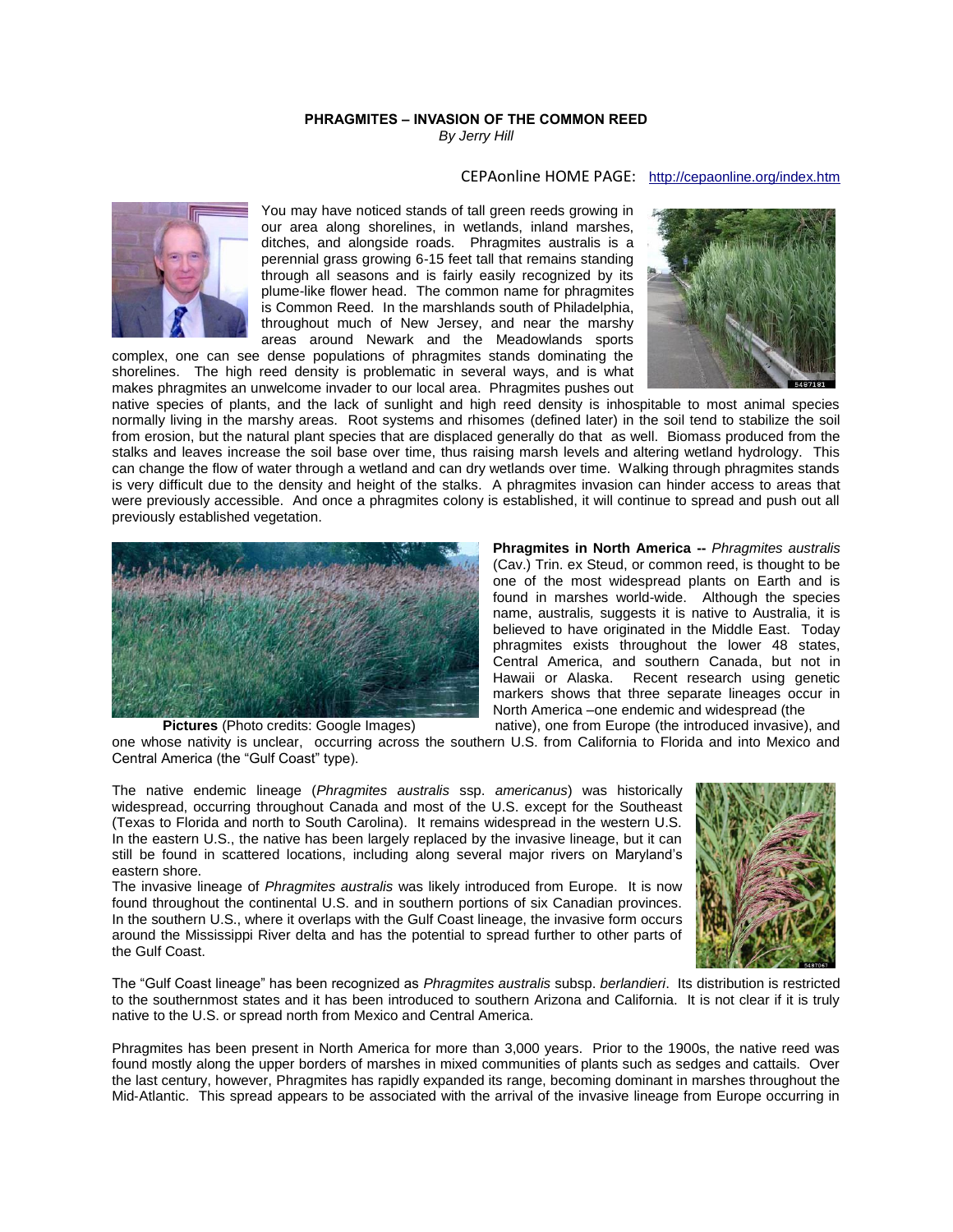**PHRAGMITES – INVASION OF THE COMMON REED**
*By Jerry Hill*

CEPAonline HOME PAGE: http://cepaonline.org/index.htm

You may have noticed stands of tall green reeds growing in our area along shorelines, in wetlands, inland marshes, ditches, and alongside roads. Phragmites australis is a perennial grass growing 6-15 feet tall that remains standing through all seasons and is fairly easily recognized by its plume-like flower head. The common name for phragmites is Common Reed. In the marshlands south of Philadelphia, throughout much of New Jersey, and near the marshy areas around Newark and the Meadowlands sports complex, one can see dense populations of phragmites stands dominating the shorelines. The high reed density is problematic in several ways, and is what makes phragmites an unwelcome invader to our local area. Phragmites pushes out native species of plants, and the lack of sunlight and high reed density is inhospitable to most animal species normally living in the marshy areas. Root systems and rhisomes (defined later) in the soil tend to stabilize the soil from erosion, but the natural plant species that are displaced generally do that as well. Biomass produced from the stalks and leaves increase the soil base over time, thus raising marsh levels and altering wetland hydrology. This can change the flow of water through a wetland and can dry wetlands over time. Walking through phragmites stands is very difficult due to the density and height of the stalks. A phragmites invasion can hinder access to areas that were previously accessible. And once a phragmites colony is established, it will continue to spread and push out all previously established vegetation.

**Pictures** (Photo credits: Google Images)

**Phragmites in North America --** *Phragmites australis* (Cav.) Trin. ex Steud, or common reed, is thought to be one of the most widespread plants on Earth and is found in marshes world-wide. Although the species name, australis*,* suggests it is native to Australia, it is believed to have originated in the Middle East. Today phragmites exists throughout the lower 48 states, Central America, and southern Canada, but not in Hawaii or Alaska. Recent research using genetic markers shows that three separate lineages occur in North America –one endemic and widespread (the native), one from Europe (the introduced invasive), and one whose nativity is unclear, occurring across the southern U.S. from California to Florida and into Mexico and Central America (the "Gulf Coast" type).

The native endemic lineage (*Phragmites australis* ssp. *americanus*) was historically widespread, occurring throughout Canada and most of the U.S. except for the Southeast (Texas to Florida and north to South Carolina). It remains widespread in the western U.S. In the eastern U.S., the native has been largely replaced by the invasive lineage, but it can still be found in scattered locations, including along several major rivers on Maryland's eastern shore.

The invasive lineage of *Phragmites australis* was likely introduced from Europe. It is now found throughout the continental U.S. and in southern portions of six Canadian provinces. In the southern U.S., where it overlaps with the Gulf Coast lineage, the invasive form occurs around the Mississippi River delta and has the potential to spread further to other parts of the Gulf Coast.

The "Gulf Coast lineage" has been recognized as *Phragmites australis* subsp. *berlandieri*. Its distribution is restricted to the southernmost states and it has been introduced to southern Arizona and California. It is not clear if it is truly native to the U.S. or spread north from Mexico and Central America.

Phragmites has been present in North America for more than 3,000 years. Prior to the 1900s, the native reed was found mostly along the upper borders of marshes in mixed communities of plants such as sedges and cattails. Over the last century, however, Phragmites has rapidly expanded its range, becoming dominant in marshes throughout the Mid-Atlantic. This spread appears to be associated with the arrival of the invasive lineage from Europe occurring in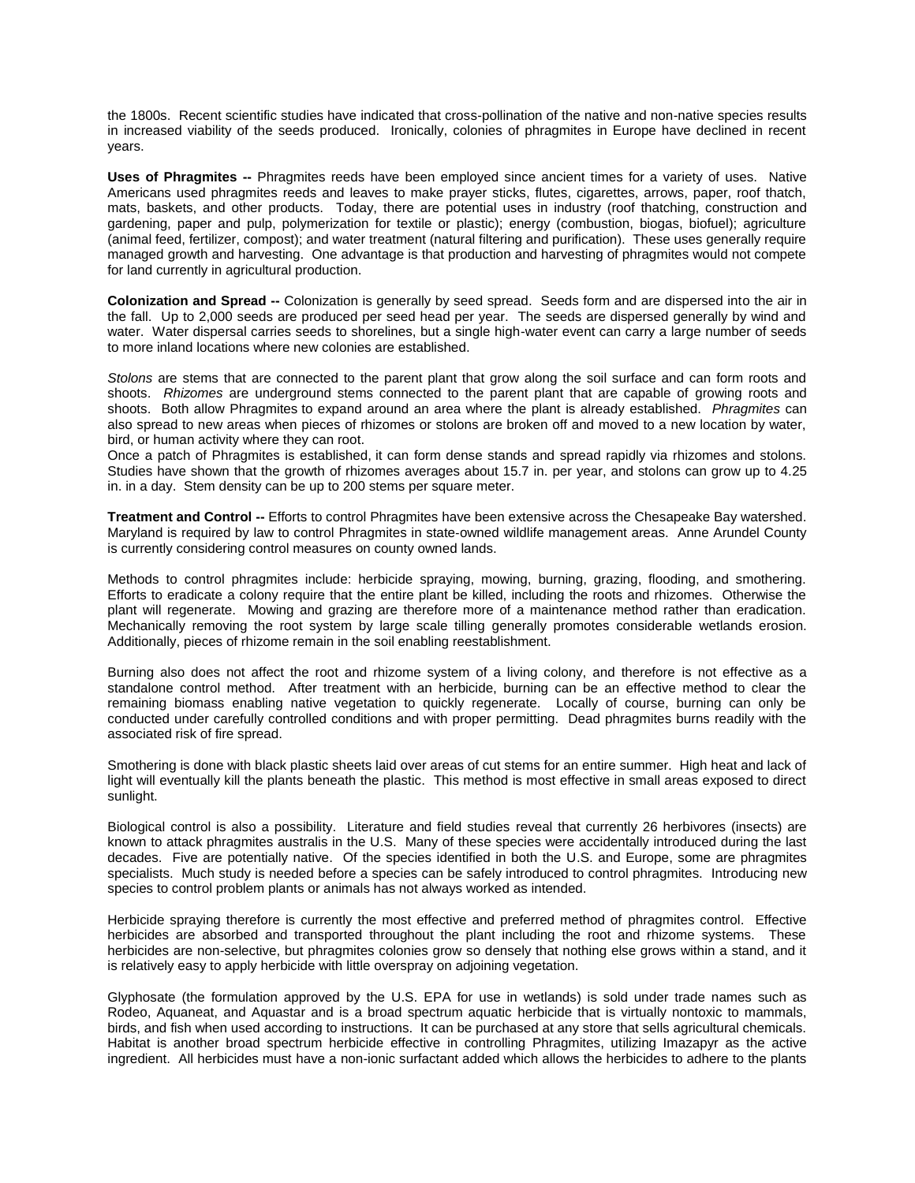the 1800s. Recent scientific studies have indicated that cross-pollination of the native and non-native species results in increased viability of the seeds produced. Ironically, colonies of phragmites in Europe have declined in recent years.

**Uses of Phragmites --** Phragmites reeds have been employed since ancient times for a variety of uses. Native Americans used phragmites reeds and leaves to make prayer sticks, flutes, cigarettes, arrows, paper, roof thatch, mats, baskets, and other products. Today, there are potential uses in industry (roof thatching, construction and gardening, paper and pulp, polymerization for textile or plastic); energy (combustion, biogas, biofuel); agriculture (animal feed, fertilizer, compost); and water treatment (natural filtering and purification). These uses generally require managed growth and harvesting. One advantage is that production and harvesting of phragmites would not compete for land currently in agricultural production.

**Colonization and Spread --** Colonization is generally by seed spread. Seeds form and are dispersed into the air in the fall. Up to 2,000 seeds are produced per seed head per year. The seeds are dispersed generally by wind and water. Water dispersal carries seeds to shorelines, but a single high-water event can carry a large number of seeds to more inland locations where new colonies are established.

*Stolons* are stems that are connected to the parent plant that grow along the soil surface and can form roots and shoots. *Rhizomes* are underground stems connected to the parent plant that are capable of growing roots and shoots. Both allow Phragmites to expand around an area where the plant is already established. *Phragmites* can also spread to new areas when pieces of rhizomes or stolons are broken off and moved to a new location by water, bird, or human activity where they can root.

Once a patch of Phragmites is established, it can form dense stands and spread rapidly via rhizomes and stolons. Studies have shown that the growth of rhizomes averages about 15.7 in. per year, and stolons can grow up to 4.25 in. in a day. Stem density can be up to 200 stems per square meter.

**Treatment and Control --** Efforts to control Phragmites have been extensive across the Chesapeake Bay watershed. Maryland is required by law to control Phragmites in state-owned wildlife management areas. Anne Arundel County is currently considering control measures on county owned lands.

Methods to control phragmites include: herbicide spraying, mowing, burning, grazing, flooding, and smothering. Efforts to eradicate a colony require that the entire plant be killed, including the roots and rhizomes. Otherwise the plant will regenerate. Mowing and grazing are therefore more of a maintenance method rather than eradication. Mechanically removing the root system by large scale tilling generally promotes considerable wetlands erosion. Additionally, pieces of rhizome remain in the soil enabling reestablishment.

Burning also does not affect the root and rhizome system of a living colony, and therefore is not effective as a standalone control method. After treatment with an herbicide, burning can be an effective method to clear the remaining biomass enabling native vegetation to quickly regenerate. Locally of course, burning can only be conducted under carefully controlled conditions and with proper permitting. Dead phragmites burns readily with the associated risk of fire spread.

Smothering is done with black plastic sheets laid over areas of cut stems for an entire summer. High heat and lack of light will eventually kill the plants beneath the plastic. This method is most effective in small areas exposed to direct sunlight.

Biological control is also a possibility. Literature and field studies reveal that currently 26 herbivores (insects) are known to attack phragmites australis in the U.S. Many of these species were accidentally introduced during the last decades. Five are potentially native. Of the species identified in both the U.S. and Europe, some are phragmites specialists. Much study is needed before a species can be safely introduced to control phragmites. Introducing new species to control problem plants or animals has not always worked as intended.

Herbicide spraying therefore is currently the most effective and preferred method of phragmites control. Effective herbicides are absorbed and transported throughout the plant including the root and rhizome systems. These herbicides are non-selective, but phragmites colonies grow so densely that nothing else grows within a stand, and it is relatively easy to apply herbicide with little overspray on adjoining vegetation.

Glyphosate (the formulation approved by the U.S. EPA for use in wetlands) is sold under trade names such as Rodeo, Aquaneat, and Aquastar and is a broad spectrum aquatic herbicide that is virtually nontoxic to mammals, birds, and fish when used according to instructions. It can be purchased at any store that sells agricultural chemicals. Habitat is another broad spectrum herbicide effective in controlling Phragmites, utilizing Imazapyr as the active ingredient. All herbicides must have a non-ionic surfactant added which allows the herbicides to adhere to the plants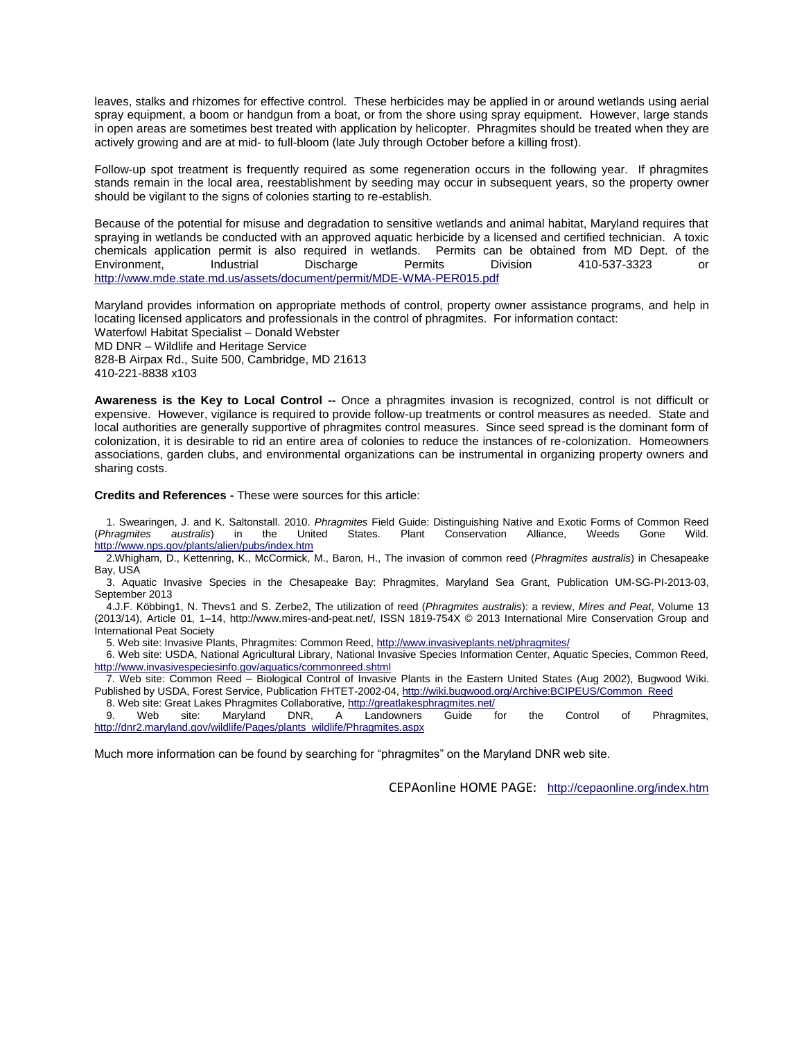leaves, stalks and rhizomes for effective control. These herbicides may be applied in or around wetlands using aerial spray equipment, a boom or handgun from a boat, or from the shore using spray equipment. However, large stands in open areas are sometimes best treated with application by helicopter. Phragmites should be treated when they are actively growing and are at mid- to full-bloom (late July through October before a killing frost).

Follow-up spot treatment is frequently required as some regeneration occurs in the following year. If phragmites stands remain in the local area, reestablishment by seeding may occur in subsequent years, so the property owner should be vigilant to the signs of colonies starting to re-establish.

Because of the potential for misuse and degradation to sensitive wetlands and animal habitat, Maryland requires that spraying in wetlands be conducted with an approved aquatic herbicide by a licensed and certified technician. A toxic chemicals application permit is also required in wetlands. Permits can be obtained from MD Dept. of the Environment, Industrial Discharge Permits Division 410-537-3323 or http://www.mde.state.md.us/assets/document/permit/MDE-WMA-PER015.pdf

Maryland provides information on appropriate methods of control, property owner assistance programs, and help in locating licensed applicators and professionals in the control of phragmites. For information contact:
Waterfowl Habitat Specialist – Donald Webster
MD DNR – Wildlife and Heritage Service
828-B Airpax Rd., Suite 500, Cambridge, MD 21613
410-221-8838 x103

**Awareness is the Key to Local Control --** Once a phragmites invasion is recognized, control is not difficult or expensive. However, vigilance is required to provide follow-up treatments or control measures as needed. State and local authorities are generally supportive of phragmites control measures. Since seed spread is the dominant form of colonization, it is desirable to rid an entire area of colonies to reduce the instances of re-colonization. Homeowners associations, garden clubs, and environmental organizations can be instrumental in organizing property owners and sharing costs.

**Credits and References -** These were sources for this article:

1. Swearingen, J. and K. Saltonstall. 2010. *Phragmites* Field Guide: Distinguishing Native and Exotic Forms of Common Reed (*Phragmites australis*) in the United States. Plant Conservation Alliance, Weeds Gone Wild. http://www.nps.gov/plants/alien/pubs/index.htm
2. Whigham, D., Kettenring, K., McCormick, M., Baron, H., The invasion of common reed (*Phragmites australis*) in Chesapeake Bay, USA
3. Aquatic Invasive Species in the Chesapeake Bay: Phragmites, Maryland Sea Grant, Publication UM-SG-PI-2013-03, September 2013
4. J.F. Köbbing1, N. Thevs1 and S. Zerbe2, The utilization of reed (*Phragmites australis*): a review, *Mires and Peat*, Volume 13 (2013/14), Article 01, 1–14, http://www.mires-and-peat.net/, ISSN 1819-754X © 2013 International Mire Conservation Group and International Peat Society
5. Web site: Invasive Plants, Phragmites: Common Reed, http://www.invasiveplants.net/phragmites/
6. Web site: USDA, National Agricultural Library, National Invasive Species Information Center, Aquatic Species, Common Reed, http://www.invasivespeciesinfo.gov/aquatics/commonreed.shtml
7. Web site: Common Reed – Biological Control of Invasive Plants in the Eastern United States (Aug 2002), Bugwood Wiki. Published by USDA, Forest Service, Publication FHTET-2002-04, http://wiki.bugwood.org/Archive:BCIPEUS/Common_Reed
8. Web site: Great Lakes Phragmites Collaborative, http://greatlakesphragmites.net/
9. Web site: Maryland DNR, A Landowners Guide for the Control of Phragmites, http://dnr2.maryland.gov/wildlife/Pages/plants_wildlife/Phragmites.aspx

Much more information can be found by searching for "phragmites" on the Maryland DNR web site.

CEPAonline HOME PAGE: http://cepaonline.org/index.htm